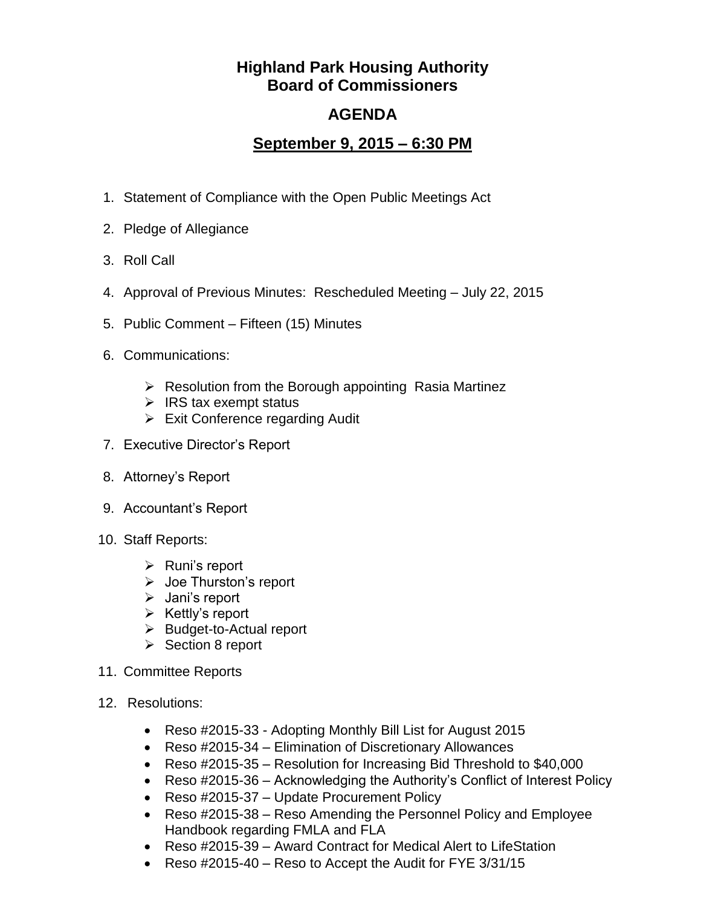# Highland Park Housing Authority
# Board of Commissioners

## AGENDA

## September 9, 2015 – 6:30 PM

1. Statement of Compliance with the Open Public Meetings Act

2. Pledge of Allegiance

3. Roll Call

4. Approval of Previous Minutes: Rescheduled Meeting – July 22, 2015

5. Public Comment – Fifteen (15) Minutes

6. Communications:

   - Resolution from the Borough appointing Rasia Martinez
   - IRS tax exempt status
   - Exit Conference regarding Audit

7. Executive Director's Report

8. Attorney's Report

9. Accountant's Report

10. Staff Reports:

    - Runi's report
    - Joe Thurston's report
    - Jani's report
    - Kettly's report
    - Budget-to-Actual report
    - Section 8 report

11. Committee Reports

12. Resolutions:

    - Reso #2015-33 - Adopting Monthly Bill List for August 2015
    - Reso #2015-34 – Elimination of Discretionary Allowances
    - Reso #2015-35 – Resolution for Increasing Bid Threshold to $40,000
    - Reso #2015-36 – Acknowledging the Authority's Conflict of Interest Policy
    - Reso #2015-37 – Update Procurement Policy
    - Reso #2015-38 – Reso Amending the Personnel Policy and Employee Handbook regarding FMLA and FLA
    - Reso #2015-39 – Award Contract for Medical Alert to LifeStation
    - Reso #2015-40 – Reso to Accept the Audit for FYE 3/31/15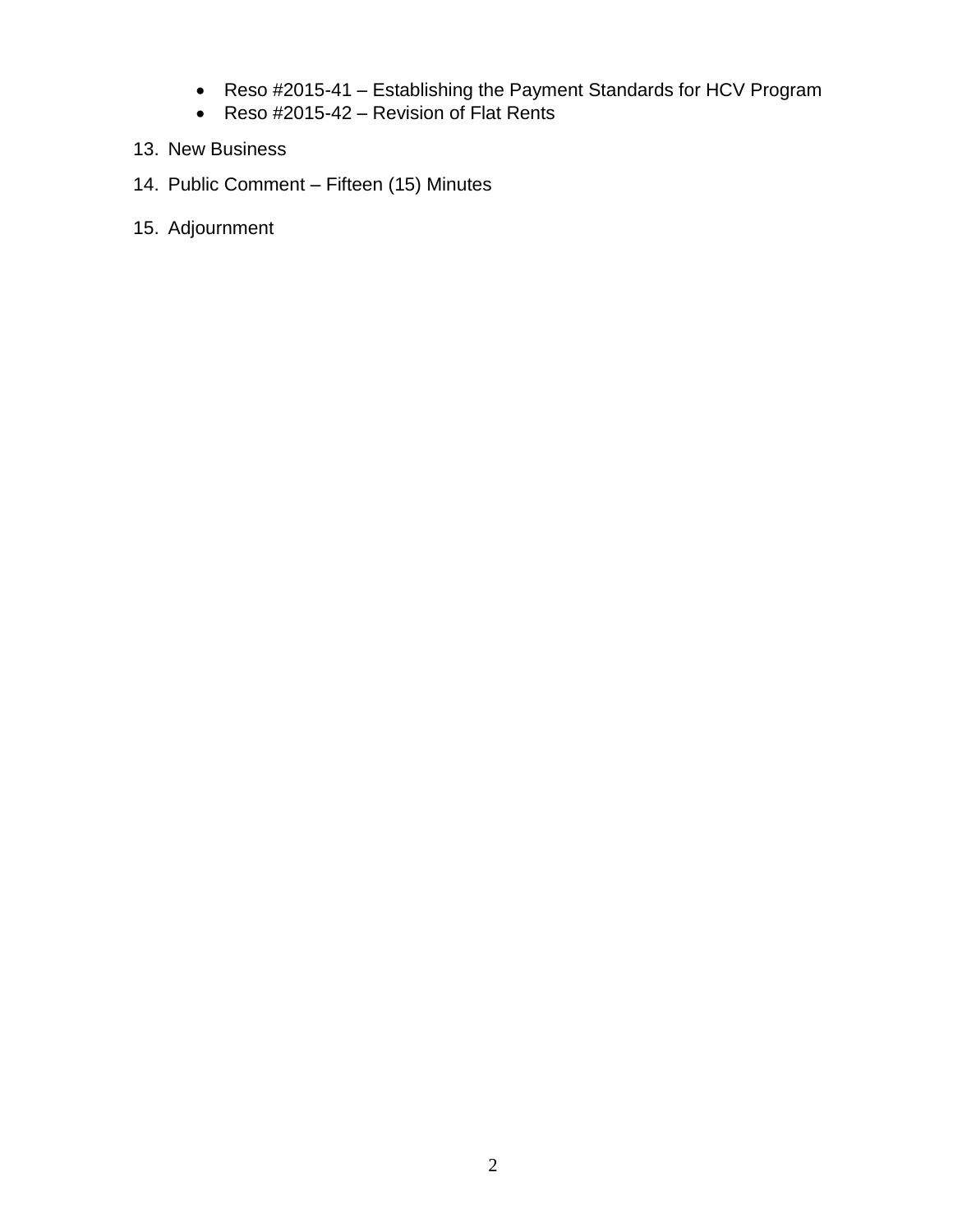- Reso #2015-41 – Establishing the Payment Standards for HCV Program
- Reso #2015-42 – Revision of Flat Rents

13. New Business
14. Public Comment – Fifteen (15) Minutes
15. Adjournment